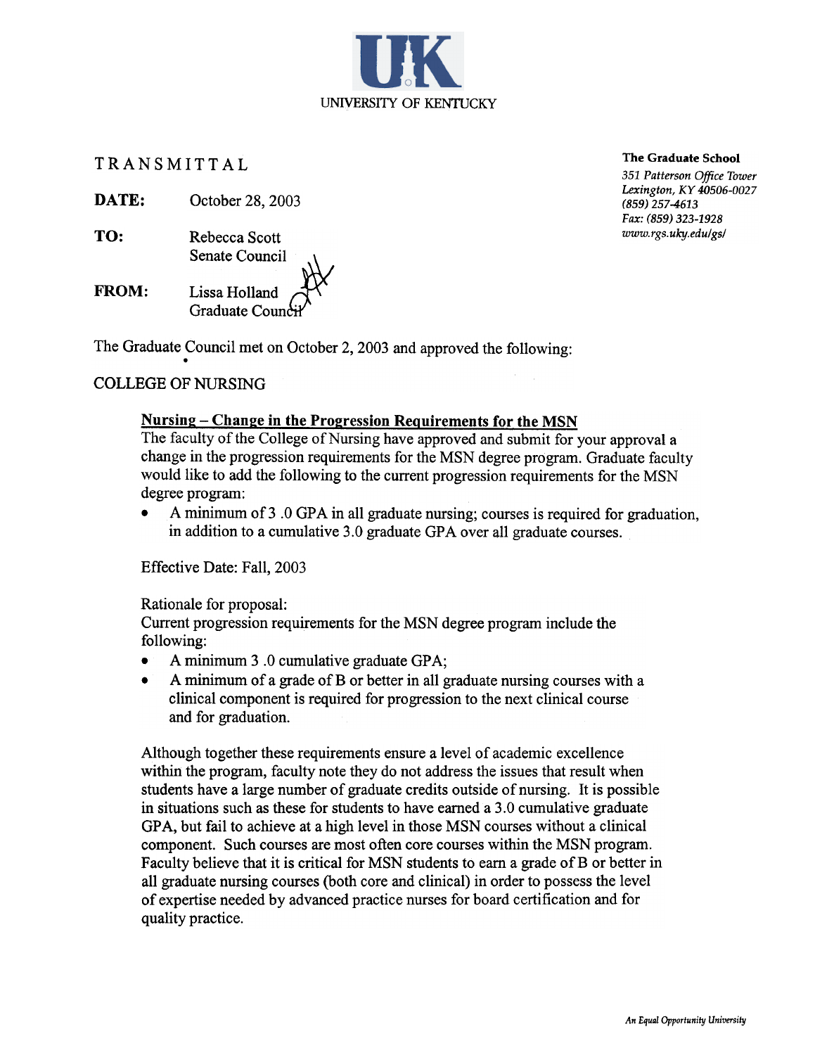UNIVERSITY OF KENTUCKY

**The Graduate School**
*351 Patterson Office Tower*
*Lexington, KY 40506-0027*
*(859) 257-4613*
*Fax: (859) 323-1928*
*www.rgs.uky.edu/gs/*

# TRANSMITTAL

**DATE:** October 28, 2003

**TO:** Rebecca Scott
Senate Council

**FROM:** Lissa Holland
Graduate Council

The Graduate Council met on October 2, 2003 and approved the following:

COLLEGE OF NURSING

**Nursing – Change in the Progression Requirements for the MSN**

The faculty of the College of Nursing have approved and submit for your approval a change in the progression requirements for the MSN degree program. Graduate faculty would like to add the following to the current progression requirements for the MSN degree program:

- A minimum of 3 .0 GPA in all graduate nursing; courses is required for graduation, in addition to a cumulative 3.0 graduate GPA over all graduate courses.

Effective Date: Fall, 2003

Rationale for proposal:
Current progression requirements for the MSN degree program include the following:

- A minimum 3 .0 cumulative graduate GPA;
- A minimum of a grade of B or better in all graduate nursing courses with a clinical component is required for progression to the next clinical course and for graduation.

Although together these requirements ensure a level of academic excellence within the program, faculty note they do not address the issues that result when students have a large number of graduate credits outside of nursing. It is possible in situations such as these for students to have earned a 3.0 cumulative graduate GPA, but fail to achieve at a high level in those MSN courses without a clinical component. Such courses are most often core courses within the MSN program. Faculty believe that it is critical for MSN students to earn a grade of B or better in all graduate nursing courses (both core and clinical) in order to possess the level of expertise needed by advanced practice nurses for board certification and for quality practice.

*An Equal Opportunity University*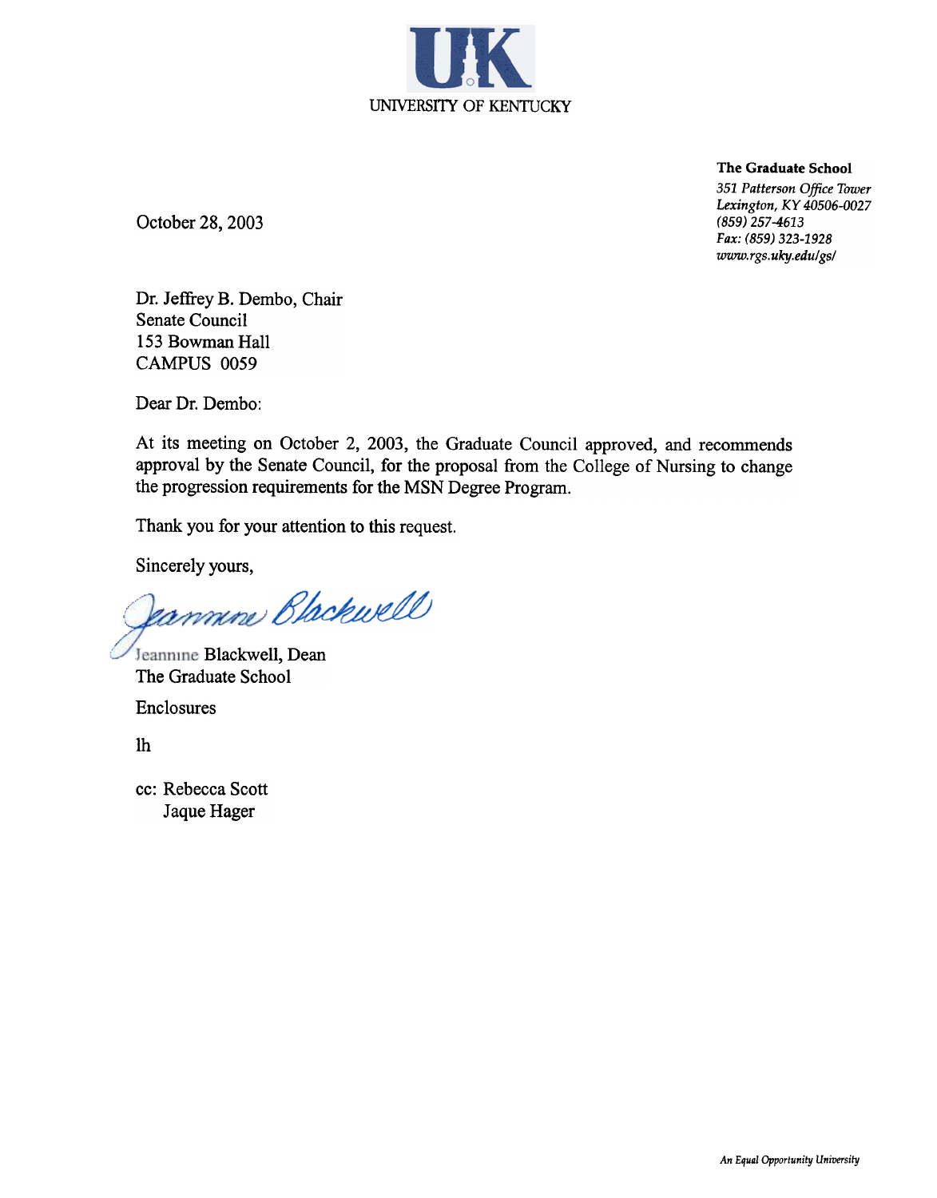UNIVERSITY OF KENTUCKY

**The Graduate School**
*351 Patterson Office Tower*
*Lexington, KY 40506-0027*
*(859) 257-4613*
*Fax: (859) 323-1928*
*www.rgs.uky.edu/gs/*

October 28, 2003

Dr. Jeffrey B. Dembo, Chair
Senate Council
153 Bowman Hall
CAMPUS 0059

Dear Dr. Dembo:

At its meeting on October 2, 2003, the Graduate Council approved, and recommends approval by the Senate Council, for the proposal from the College of Nursing to change the progression requirements for the MSN Degree Program.

Thank you for your attention to this request.

Sincerely yours,

Jeannine Blackwell

Jeannine Blackwell, Dean
The Graduate School

Enclosures

lh

cc: Rebecca Scott
Jaque Hager

*An Equal Opportunity University*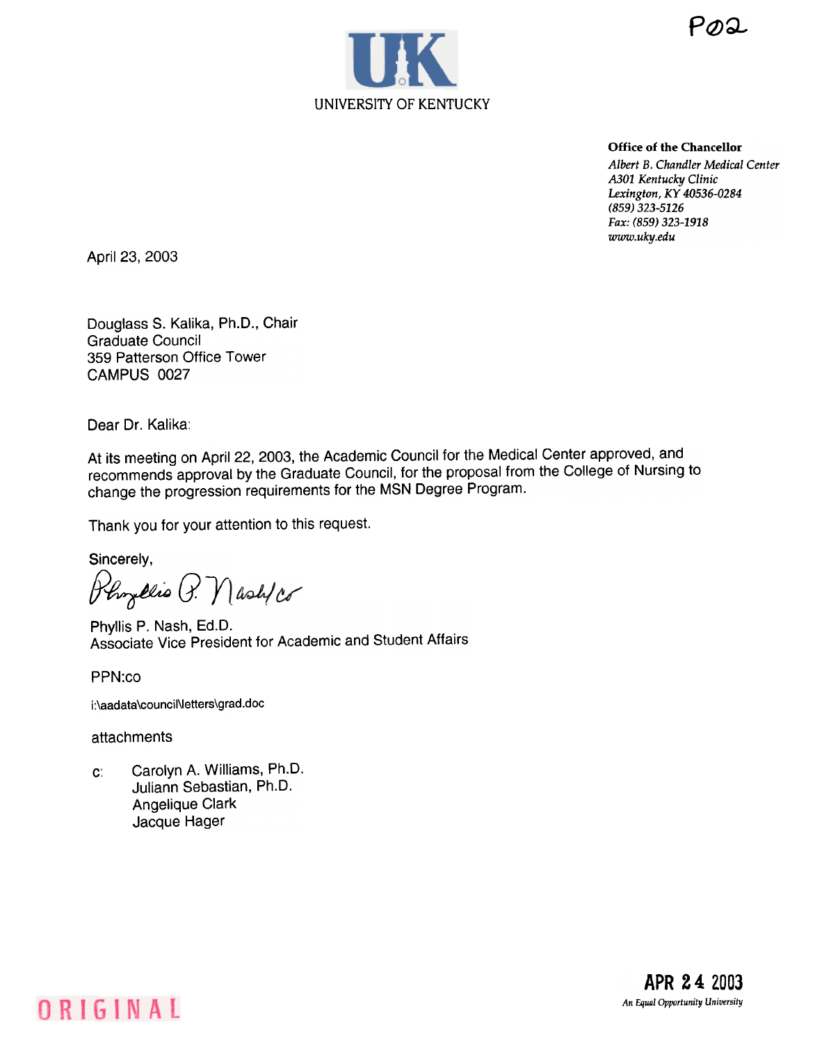P02

UNIVERSITY OF KENTUCKY

**Office of the Chancellor**
*Albert B. Chandler Medical Center*
*A301 Kentucky Clinic*
*Lexington, KY 40536-0284*
*(859) 323-5126*
*Fax: (859) 323-1918*
*www.uky.edu*

April 23, 2003

Douglass S. Kalika, Ph.D., Chair
Graduate Council
359 Patterson Office Tower
CAMPUS 0027

Dear Dr. Kalika:

At its meeting on April 22, 2003, the Academic Council for the Medical Center approved, and recommends approval by the Graduate Council, for the proposal from the College of Nursing to change the progression requirements for the MSN Degree Program.

Thank you for your attention to this request.

Sincerely,

Phyllis P. Nash/co

Phyllis P. Nash, Ed.D.
Associate Vice President for Academic and Student Affairs

PPN:co

i:\aadata\council\letters\grad.doc

attachments

c: Carolyn A. Williams, Ph.D.
Juliann Sebastian, Ph.D.
Angelique Clark
Jacque Hager

APR 24 2003

ORIGINAL

*An Equal Opportunity University*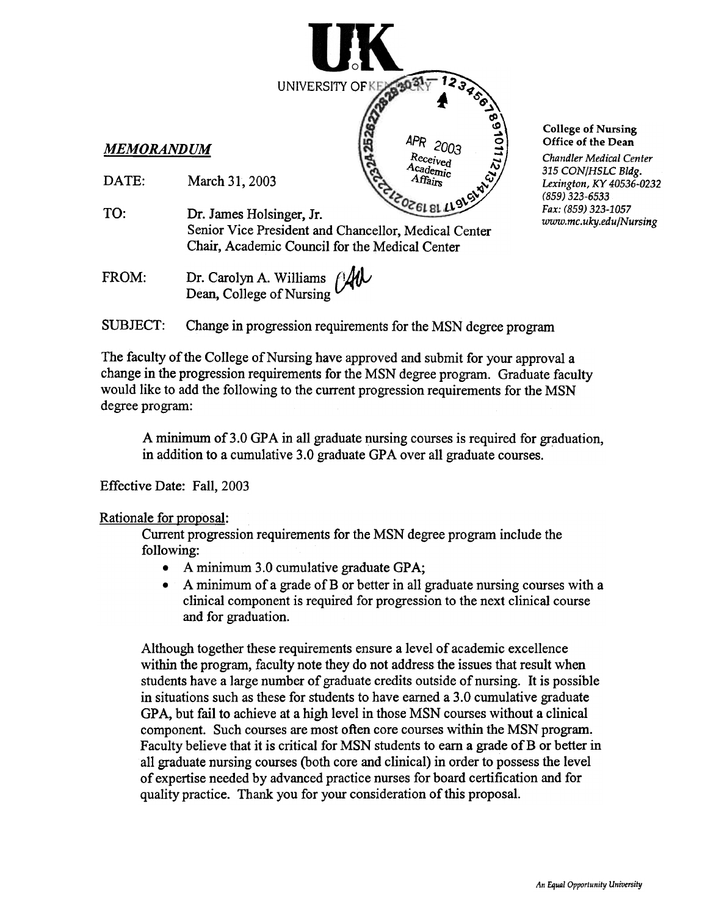# UK

UNIVERSITY OF KENTUCKY

APR 2003
Received
Academic
Affairs

**College of Nursing**
**Office of the Dean**
*Chandler Medical Center*
*315 CON/HSLC Bldg.*
*Lexington, KY 40536-0232*
*(859) 323-6533*
*Fax: (859) 323-1057*
*www.mc.uky.edu/Nursing*

***MEMORANDUM***

DATE: March 31, 2003

TO: Dr. James Holsinger, Jr.
Senior Vice President and Chancellor, Medical Center
Chair, Academic Council for the Medical Center

FROM: Dr. Carolyn A. Williams
Dean, College of Nursing

SUBJECT: Change in progression requirements for the MSN degree program

The faculty of the College of Nursing have approved and submit for your approval a change in the progression requirements for the MSN degree program. Graduate faculty would like to add the following to the current progression requirements for the MSN degree program:

> A minimum of 3.0 GPA in all graduate nursing courses is required for graduation, in addition to a cumulative 3.0 graduate GPA over all graduate courses.

Effective Date: Fall, 2003

Rationale for proposal:

Current progression requirements for the MSN degree program include the following:

- A minimum 3.0 cumulative graduate GPA;
- A minimum of a grade of B or better in all graduate nursing courses with a clinical component is required for progression to the next clinical course and for graduation.

Although together these requirements ensure a level of academic excellence within the program, faculty note they do not address the issues that result when students have a large number of graduate credits outside of nursing. It is possible in situations such as these for students to have earned a 3.0 cumulative graduate GPA, but fail to achieve at a high level in those MSN courses without a clinical component. Such courses are most often core courses within the MSN program. Faculty believe that it is critical for MSN students to earn a grade of B or better in all graduate nursing courses (both core and clinical) in order to possess the level of expertise needed by advanced practice nurses for board certification and for quality practice. Thank you for your consideration of this proposal.

*An Equal Opportunity University*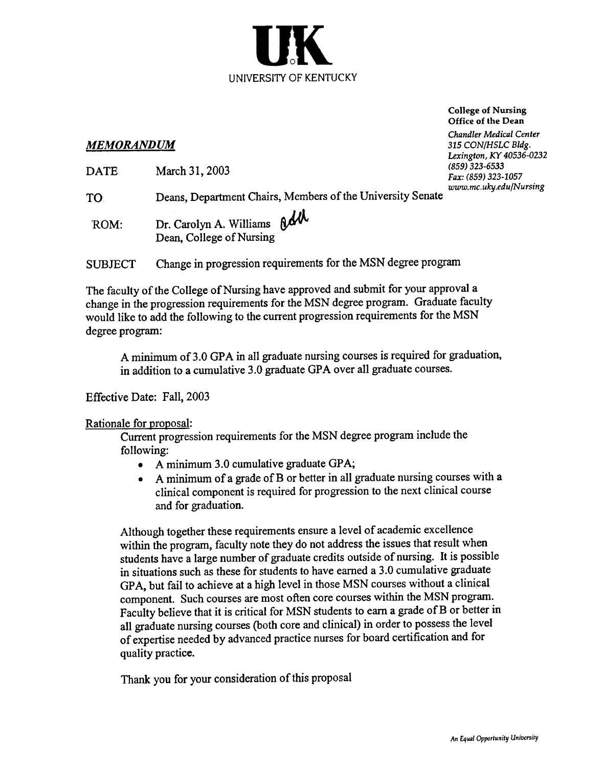# UK

UNIVERSITY OF KENTUCKY

**College of Nursing**
**Office of the Dean**
*Chandler Medical Center*
*315 CON/HSLC Bldg.*
*Lexington, KY 40536-0232*
*(859) 323-6533*
*Fax: (859) 323-1057*
*www.mc.uky.edu/Nursing*

***MEMORANDUM***

DATE March 31, 2003

TO Deans, Department Chairs, Members of the University Senate

ROM: Dr. Carolyn A. Williams
Dean, College of Nursing

SUBJECT Change in progression requirements for the MSN degree program

The faculty of the College of Nursing have approved and submit for your approval a change in the progression requirements for the MSN degree program. Graduate faculty would like to add the following to the current progression requirements for the MSN degree program:

> A minimum of 3.0 GPA in all graduate nursing courses is required for graduation, in addition to a cumulative 3.0 graduate GPA over all graduate courses.

Effective Date: Fall, 2003

<u>Rationale for proposal</u>:

Current progression requirements for the MSN degree program include the following:

- A minimum 3.0 cumulative graduate GPA;
- A minimum of a grade of B or better in all graduate nursing courses with a clinical component is required for progression to the next clinical course and for graduation.

Although together these requirements ensure a level of academic excellence within the program, faculty note they do not address the issues that result when students have a large number of graduate credits outside of nursing. It is possible in situations such as these for students to have earned a 3.0 cumulative graduate GPA, but fail to achieve at a high level in those MSN courses without a clinical component. Such courses are most often core courses within the MSN program. Faculty believe that it is critical for MSN students to earn a grade of B or better in all graduate nursing courses (both core and clinical) in order to possess the level of expertise needed by advanced practice nurses for board certification and for quality practice.

Thank you for your consideration of this proposal

*An Equal Opportunity University*